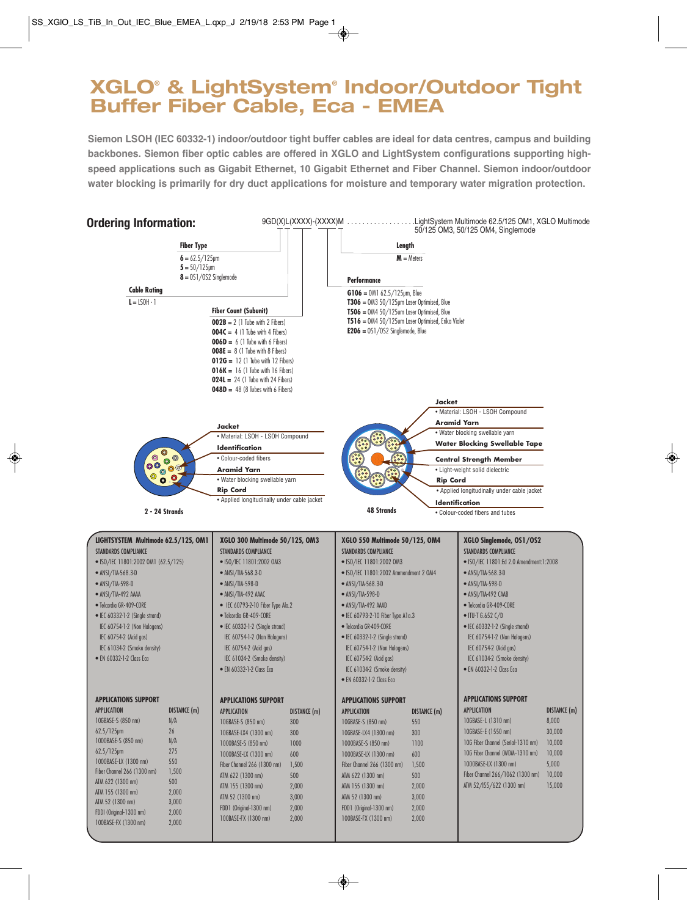# XGLO® & LightSystem® Indoor/Outdoor Tight Buffer Fiber Cable, Eca - EMEA

**Siemon LSOH (IEC 60332-1) indoor/outdoor tight buffer cables are ideal for data centres, campus and building backbones. Siemon fiber optic cables are offered in XGLO and LightSystem configurations supporting high-speed applications such as Gigabit Ethernet, 10 Gigabit Ethernet and Fiber Channel. Siemon indoor/outdoor water blocking is primarily for dry duct applications for moisture and temporary water migration protection.**

## Ordering Information:

9GD(X)L(XXXX)-(XXXX)M ..................LightSystem Multimode 62.5/125 OM1, XGLO Multimode 50/125 OM3, 50/125 OM4, Singlemode

**Fiber Type**

- **6** = 62.5/125µm
- **5** = 50/125µm
- **8** = OS1/OS2 Singlemode

**Cable Rating**

- **L** = LSOH - 1

**Fiber Count (Subunit)**

- **002B** = 2 (1 Tube with 2 Fibers)
- **004C** = 4 (1 Tube with 4 Fibers)
- **006D** = 6 (1 Tube with 6 Fibers)
- **008E** = 8 (1 Tube with 8 Fibers)
- **012G** = 12 (1 Tube with 12 Fibers)
- **016K** = 16 (1 Tube with 16 Fibers)
- **024L** = 24 (1 Tube with 24 Fibers)
- **048D** = 48 (8 Tubes with 6 Fibers)

**Length**

- **M** = Meters

**Performance**

- **G106** = OM1 62.5/125µm, Blue
- **T306** = OM3 50/125µm Laser Optimised, Blue
- **T506** = OM4 50/125um Laser Optimised, Blue
- **T516** = OM4 50/125um Laser Optimised, Erika Violet
- **E206** = OS1/OS2 Singlemode, Blue

### 2 - 24 Strands

**Jacket**
- Material: LSOH - LSOH Compound

**Identification**
- Colour-coded fibers

**Aramid Yarn**
- Water blocking swellable yarn

**Rip Cord**
- Applied longitudinally under cable jacket

### 48 Strands

**Jacket**
- Material: LSOH - LSOH Compound

**Aramid Yarn**
- Water blocking swellable yarn

**Water Blocking Swellable Tape**

**Central Strength Member**
- Light-weight solid dielectric

**Rip Cord**
- Applied longitudinally under cable jacket

**Identification**
- Colour-coded fibers and tubes

## LIGHTSYSTEM Multimode 62.5/125, OM1

**STANDARDS COMPLIANCE**

- ISO/IEC 11801:2002 OM1 (62.5/125)
- ANSI/TIA-568.3-D
- ANSI/TIA-598-D
- ANSI/TIA-492 AAAA
- Telcordia GR-409-CORE
- IEC 60332-1-2 (Single strand)
  IEC 60754-1-2 (Non Halogens)
  IEC 60754-2 (Acid gas)
  IEC 61034-2 (Smoke density)
- EN 60332-1-2 Class Eca

**APPLICATIONS SUPPORT**

| APPLICATION | DISTANCE (m) |
|---|---|
| 10GBASE-S (850 nm) | N/A |
| 62.5/125µm | 26 |
| 1000BASE-S (850 nm) | N/A |
| 62.5/125µm | 275 |
| 1000BASE-LX (1300 nm) | 550 |
| Fiber Channel 266 (1300 nm) | 1,500 |
| ATM 622 (1300 nm) | 500 |
| ATM 155 (1300 nm) | 2,000 |
| ATM 52 (1300 nm) | 3,000 |
| FDDI (Original-1300 nm) | 2,000 |
| 100BASE-FX (1300 nm) | 2,000 |

## XGLO 300 Multimode 50/125, OM3

**STANDARDS COMPLIANCE**

- ISO/IEC 11801:2002 OM3
- ANSI/TIA-568.3-D
- ANSI/TIA-598-D
- ANSI/TIA-492 AAAC
- IEC 60793-2-10 Fiber Type Ala.2
- Telcordia GR-409-CORE
- IEC 60332-1-2 (Single strand)
  IEC 60754-1-2 (Non Halogens)
  IEC 60754-2 (Acid gas)
  IEC 61034-2 (Smoke density)
- EN 60332-1-2 Class Eca

**APPLICATIONS SUPPORT**

| APPLICATION | DISTANCE (m) |
|---|---|
| 10GBASE-S (850 nm) | 300 |
| 10GBASE-LX4 (1300 nm) | 300 |
| 1000BASE-S (850 nm) | 1000 |
| 1000BASE-LX (1300 nm) | 600 |
| Fiber Channel 266 (1300 nm) | 1,500 |
| ATM 622 (1300 nm) | 500 |
| ATM 155 (1300 nm) | 2,000 |
| ATM 52 (1300 nm) | 3,000 |
| FDD1 (Original-1300 nm) | 2,000 |
| 100BASE-FX (1300 nm) | 2,000 |

## XGLO 550 Multimode 50/125, OM4

**STANDARDS COMPLIANCE**

- ISO/IEC 11801:2002 OM3
- ISO/IEC 11801:2002 Ammendment 2 OM4
- ANSI/TIA-568.3-D
- ANSI/TIA-598-D
- ANSI/TIA-492 AAAD
- IEC 60793-2-10 Fiber Type A1a.3
- Telcordia GR-409-CORE
- IEC 60332-1-2 (Single strand)
  IEC 60754-1-2 (Non Halogens)
  IEC 60754-2 (Acid gas)
  IEC 61034-2 (Smoke density)
- EN 60332-1-2 Class Eca

**APPLICATIONS SUPPORT**

| APPLICATION | DISTANCE (m) |
|---|---|
| 10GBASE-S (850 nm) | 550 |
| 10GBASE-LX4 (1300 nm) | 300 |
| 1000BASE-S (850 nm) | 1100 |
| 1000BASE-LX (1300 nm) | 600 |
| Fiber Channel 266 (1300 nm) | 1,500 |
| ATM 622 (1300 nm) | 500 |
| ATM 155 (1300 nm) | 2,000 |
| ATM 52 (1300 nm) | 3,000 |
| FDD1 (Original-1300 nm) | 2,000 |
| 100BASE-FX (1300 nm) | 2,000 |

## XGLO Singlemode, OS1/OS2

**STANDARDS COMPLIANCE**

- ISO/IEC 11801:Ed 2.0 Amendment:1:2008
- ANSI/TIA-568.3-D
- ANSI/TIA-598-D
- ANSI/TIA-492 CAAB
- Telcordia GR-409-CORE
- ITU-T G.652 C/D
- IEC 60332-1-2 (Single strand)
  IEC 60754-1-2 (Non Halogens)
  IEC 60754-2 (Acid gas)
  IEC 61034-2 (Smoke density)
- EN 60332-1-2 Class Eca

**APPLICATIONS SUPPORT**

| APPLICATION | DISTANCE (m) |
|---|---|
| 10GBASE-L (1310 nm) | 8,000 |
| 10GBASE-E (1550 nm) | 30,000 |
| 10G Fiber Channel (Serial-1310 nm) | 10,000 |
| 10G Fiber Channel (WDM-1310 nm) | 10,000 |
| 1000BASE-LX (1300 nm) | 5,000 |
| Fiber Channel 266/1062 (1300 nm) | 10,000 |
| ATM 52/155/622 (1300 nm) | 15,000 |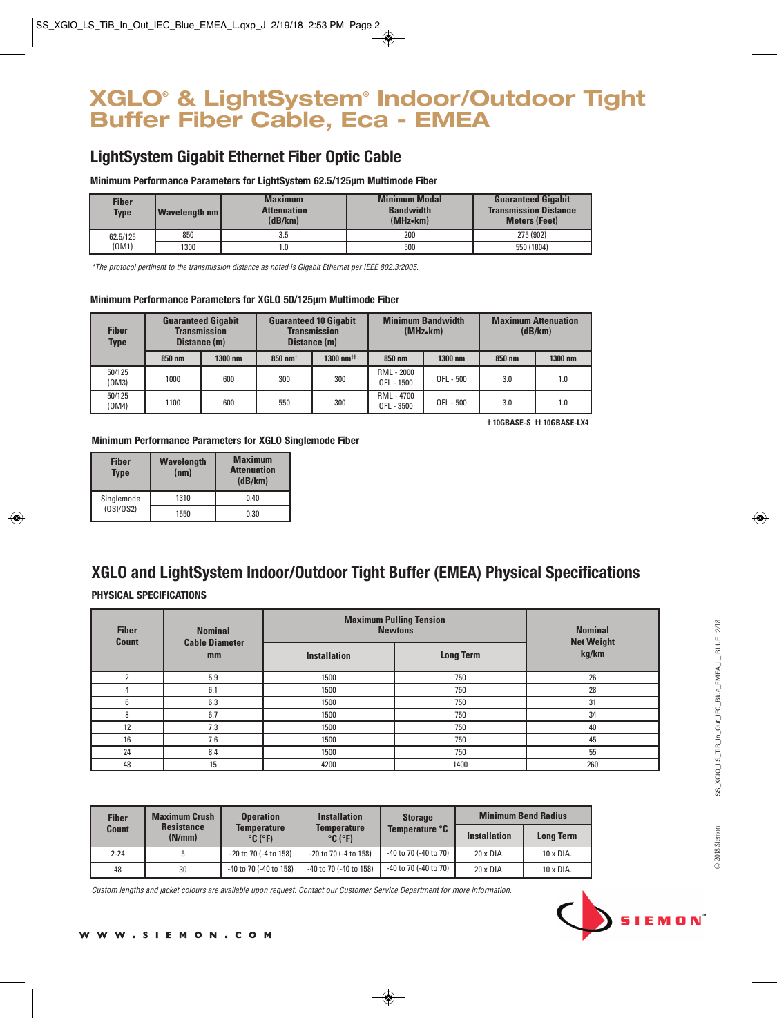# XGLO® & LightSystem® Indoor/Outdoor Tight Buffer Fiber Cable, Eca - EMEA

## LightSystem Gigabit Ethernet Fiber Optic Cable

**Minimum Performance Parameters for LightSystem 62.5/125µm Multimode Fiber**

| Fiber Type | Wavelength nm | Maximum Attenuation (dB/km) | Minimum Modal Bandwidth (MHz•km) | Guaranteed Gigabit Transmission Distance Meters (Feet) |
|---|---|---|---|---|
| 62.5/125 (OM1) | 850 | 3.5 | 200 | 275 (902) |
| | 1300 | 1.0 | 500 | 550 (1804) |

*\*The protocol pertinent to the transmission distance as noted is Gigabit Ethernet per IEEE 802.3:2005.*

**Minimum Performance Parameters for XGLO 50/125µm Multimode Fiber**

| Fiber Type | Guaranteed Gigabit Transmission Distance (m) | | Guaranteed 10 Gigabit Transmission Distance (m) | | Minimum Bandwidth (MHz•km) | | Maximum Attenuation (dB/km) | |
|---|---|---|---|---|---|---|---|---|
| | 850 nm | 1300 nm | 850 nm† | 1300 nm†† | 850 nm | 1300 nm | 850 nm | 1300 nm |
| 50/125 (OM3) | 1000 | 600 | 300 | 300 | RML - 2000 OFL - 1500 | OFL - 500 | 3.0 | 1.0 |
| 50/125 (OM4) | 1100 | 600 | 550 | 300 | RML - 4700 OFL - 3500 | OFL - 500 | 3.0 | 1.0 |

**† 10GBASE-S †† 10GBASE-LX4**

**Minimum Performance Parameters for XGLO Singlemode Fiber**

| Fiber Type | Wavelength (nm) | Maximum Attenuation (dB/km) |
|---|---|---|
| Singlemode (OSI/OS2) | 1310 | 0.40 |
| | 1550 | 0.30 |

## XGLO and LightSystem Indoor/Outdoor Tight Buffer (EMEA) Physical Specifications

**PHYSICAL SPECIFICATIONS**

| Fiber Count | Nominal Cable Diameter mm | Maximum Pulling Tension Newtons | | Nominal Net Weight kg/km |
|---|---|---|---|---|
| | | Installation | Long Term | |
| 2 | 5.9 | 1500 | 750 | 26 |
| 4 | 6.1 | 1500 | 750 | 28 |
| 6 | 6.3 | 1500 | 750 | 31 |
| 8 | 6.7 | 1500 | 750 | 34 |
| 12 | 7.3 | 1500 | 750 | 40 |
| 16 | 7.6 | 1500 | 750 | 45 |
| 24 | 8.4 | 1500 | 750 | 55 |
| 48 | 15 | 4200 | 1400 | 260 |

| Fiber Count | Maximum Crush Resistance (N/mm) | Operation Temperature °C (°F) | Installation Temperature °C (°F) | Storage Temperature °C | Minimum Bend Radius | |
|---|---|---|---|---|---|---|
| | | | | | Installation | Long Term |
| 2-24 | 5 | -20 to 70 (-4 to 158) | -20 to 70 (-4 to 158) | -40 to 70 (-40 to 70) | 20 x DIA. | 10 x DIA. |
| 48 | 30 | -40 to 70 (-40 to 158) | -40 to 70 (-40 to 158) | -40 to 70 (-40 to 70) | 20 x DIA. | 10 x DIA. |

*Custom lengths and jacket colours are available upon request. Contact our Customer Service Department for more information.*

WWW.SIEMON.COM

SIEMON™

SS_XGlO_LS_TiB_In_Out_IEC_Blue_EMEA_L_BLUE 2/18

© 2018 Siemon